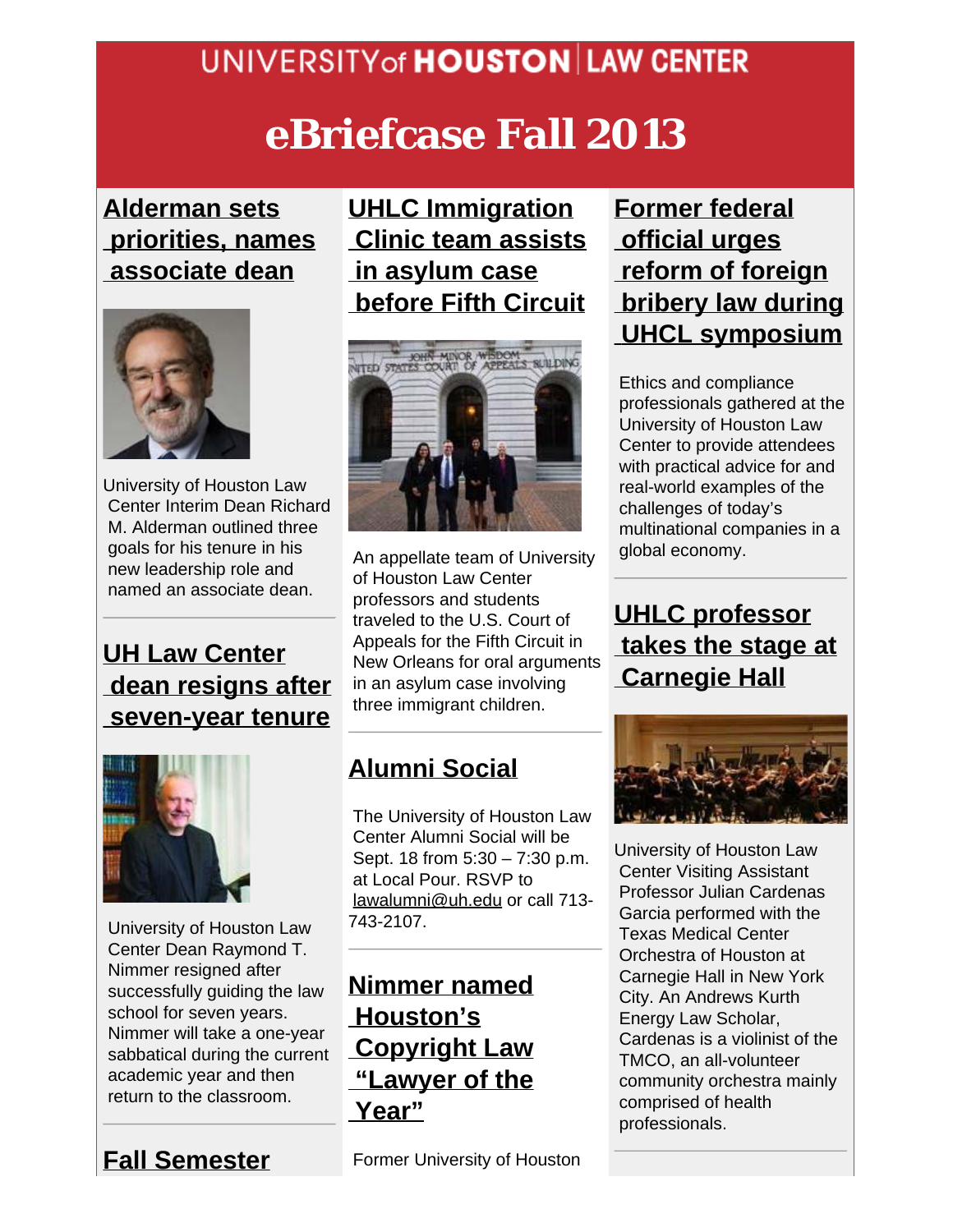UNIVERSITY of HOUSTON | LAW CENTER

# eBriefcase Fall 2013

## Alderman sets priorities, names associate dean

University of Houston Law Center Interim Dean Richard M. Alderman outlined three goals for his tenure in his new leadership role and named an associate dean.

## UH Law Center dean resigns after seven-year tenure

University of Houston Law Center Dean Raymond T. Nimmer resigned after successfully guiding the law school for seven years. Nimmer will take a one-year sabbatical during the current academic year and then return to the classroom.

## Fall Semester

## UHLC Immigration Clinic team assists in asylum case before Fifth Circuit

An appellate team of University of Houston Law Center professors and students traveled to the U.S. Court of Appeals for the Fifth Circuit in New Orleans for oral arguments in an asylum case involving three immigrant children.

## Alumni Social

The University of Houston Law Center Alumni Social will be Sept. 18 from 5:30 – 7:30 p.m. at Local Pour. RSVP to lawalumni@uh.edu or call 713-743-2107.

## Nimmer named Houston's Copyright Law "Lawyer of the Year"

Former University of Houston

## Former federal official urges reform of foreign bribery law during UHCL symposium

Ethics and compliance professionals gathered at the University of Houston Law Center to provide attendees with practical advice for and real-world examples of the challenges of today's multinational companies in a global economy.

## UHLC professor takes the stage at Carnegie Hall

University of Houston Law Center Visiting Assistant Professor Julian Cardenas Garcia performed with the Texas Medical Center Orchestra of Houston at Carnegie Hall in New York City. An Andrews Kurth Energy Law Scholar, Cardenas is a violinist of the TMCO, an all-volunteer community orchestra mainly comprised of health professionals.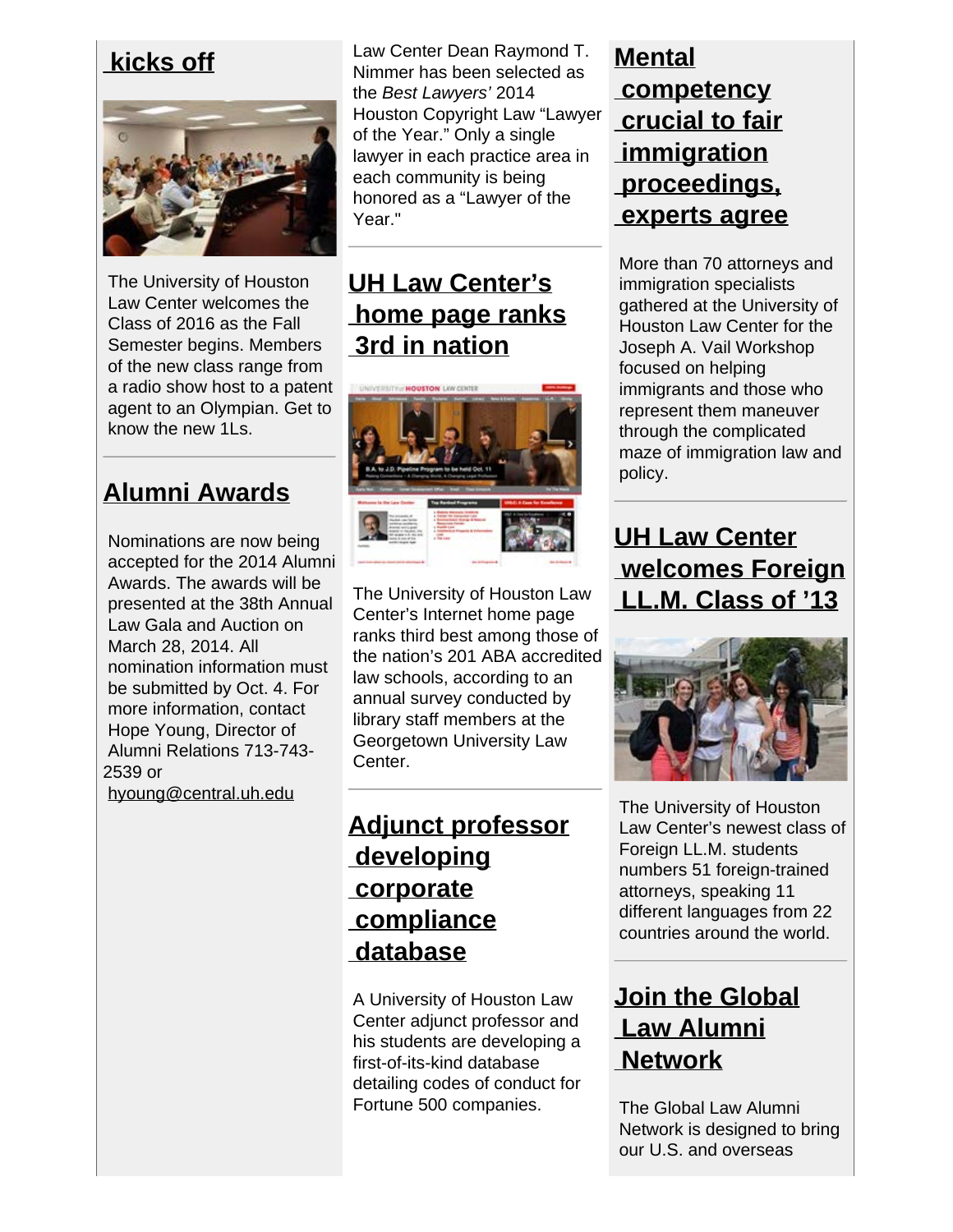## kicks off

The University of Houston Law Center welcomes the Class of 2016 as the Fall Semester begins. Members of the new class range from a radio show host to a patent agent to an Olympian. Get to know the new 1Ls.

## Alumni Awards

Nominations are now being accepted for the 2014 Alumni Awards. The awards will be presented at the 38th Annual Law Gala and Auction on March 28, 2014. All nomination information must be submitted by Oct. 4. For more information, contact Hope Young, Director of Alumni Relations 713-743-2539 or hyoung@central.uh.edu

Law Center Dean Raymond T. Nimmer has been selected as the *Best Lawyers'* 2014 Houston Copyright Law "Lawyer of the Year." Only a single lawyer in each practice area in each community is being honored as a "Lawyer of the Year."

## UH Law Center's home page ranks 3rd in nation

The University of Houston Law Center's Internet home page ranks third best among those of the nation's 201 ABA accredited law schools, according to an annual survey conducted by library staff members at the Georgetown University Law Center.

## Adjunct professor developing corporate compliance database

A University of Houston Law Center adjunct professor and his students are developing a first-of-its-kind database detailing codes of conduct for Fortune 500 companies.

## Mental competency crucial to fair immigration proceedings, experts agree

More than 70 attorneys and immigration specialists gathered at the University of Houston Law Center for the Joseph A. Vail Workshop focused on helping immigrants and those who represent them maneuver through the complicated maze of immigration law and policy.

## UH Law Center welcomes Foreign LL.M. Class of '13

The University of Houston Law Center's newest class of Foreign LL.M. students numbers 51 foreign-trained attorneys, speaking 11 different languages from 22 countries around the world.

## Join the Global Law Alumni Network

The Global Law Alumni Network is designed to bring our U.S. and overseas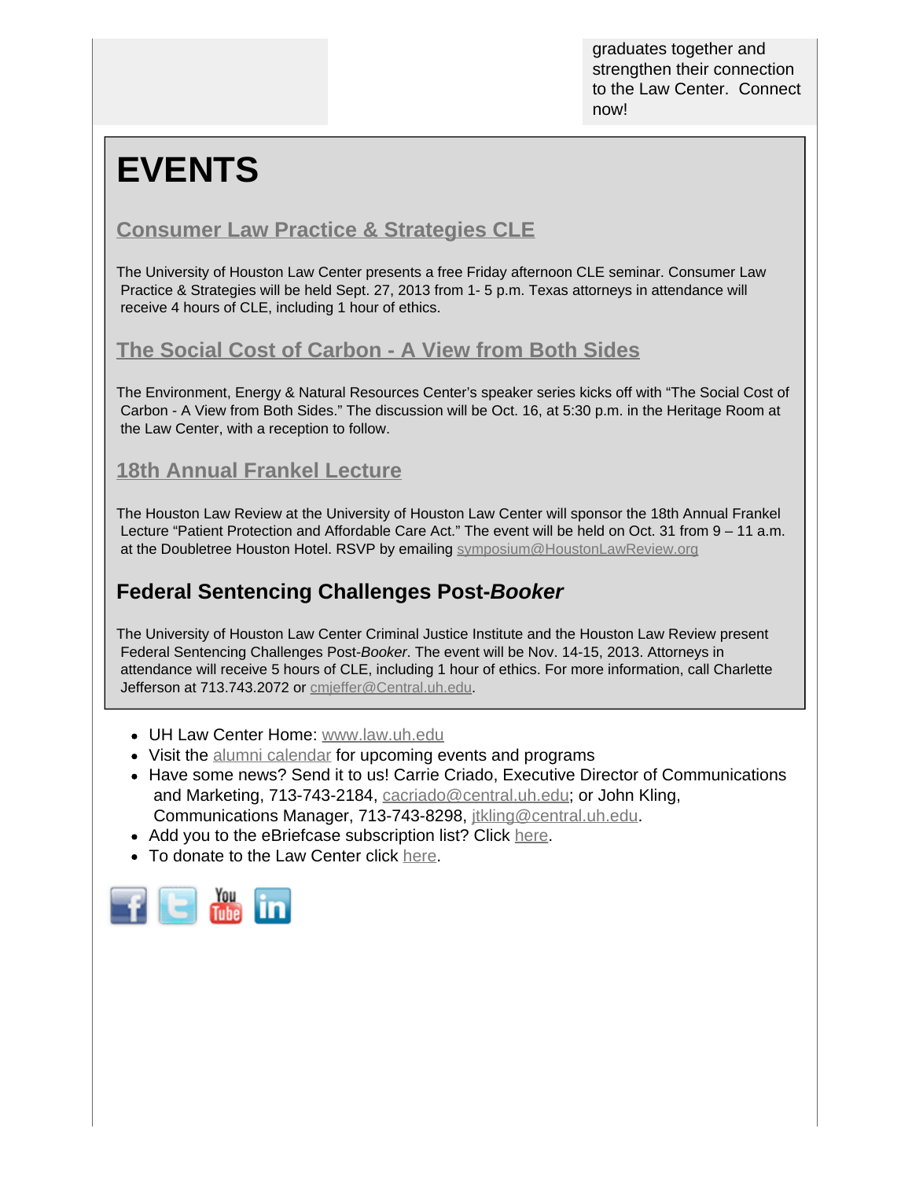graduates together and strengthen their connection to the Law Center. Connect now!

# EVENTS

## Consumer Law Practice & Strategies CLE

The University of Houston Law Center presents a free Friday afternoon CLE seminar. Consumer Law Practice & Strategies will be held Sept. 27, 2013 from 1- 5 p.m. Texas attorneys in attendance will receive 4 hours of CLE, including 1 hour of ethics.

## The Social Cost of Carbon - A View from Both Sides

The Environment, Energy & Natural Resources Center's speaker series kicks off with "The Social Cost of Carbon - A View from Both Sides." The discussion will be Oct. 16, at 5:30 p.m. in the Heritage Room at the Law Center, with a reception to follow.

## 18th Annual Frankel Lecture

The Houston Law Review at the University of Houston Law Center will sponsor the 18th Annual Frankel Lecture "Patient Protection and Affordable Care Act." The event will be held on Oct. 31 from 9 – 11 a.m. at the Doubletree Houston Hotel. RSVP by emailing symposium@HoustonLawReview.org

## Federal Sentencing Challenges Post-*Booker*

The University of Houston Law Center Criminal Justice Institute and the Houston Law Review present Federal Sentencing Challenges Post-*Booker.* The event will be Nov. 14-15, 2013. Attorneys in attendance will receive 5 hours of CLE, including 1 hour of ethics. For more information, call Charlette Jefferson at 713.743.2072 or cmjeffer@Central.uh.edu.

- UH Law Center Home: www.law.uh.edu
- Visit the alumni calendar for upcoming events and programs
- Have some news? Send it to us! Carrie Criado, Executive Director of Communications and Marketing, 713-743-2184, cacriado@central.uh.edu; or John Kling, Communications Manager, 713-743-8298, jtkling@central.uh.edu.
- Add you to the eBriefcase subscription list? Click here.
- To donate to the Law Center click here.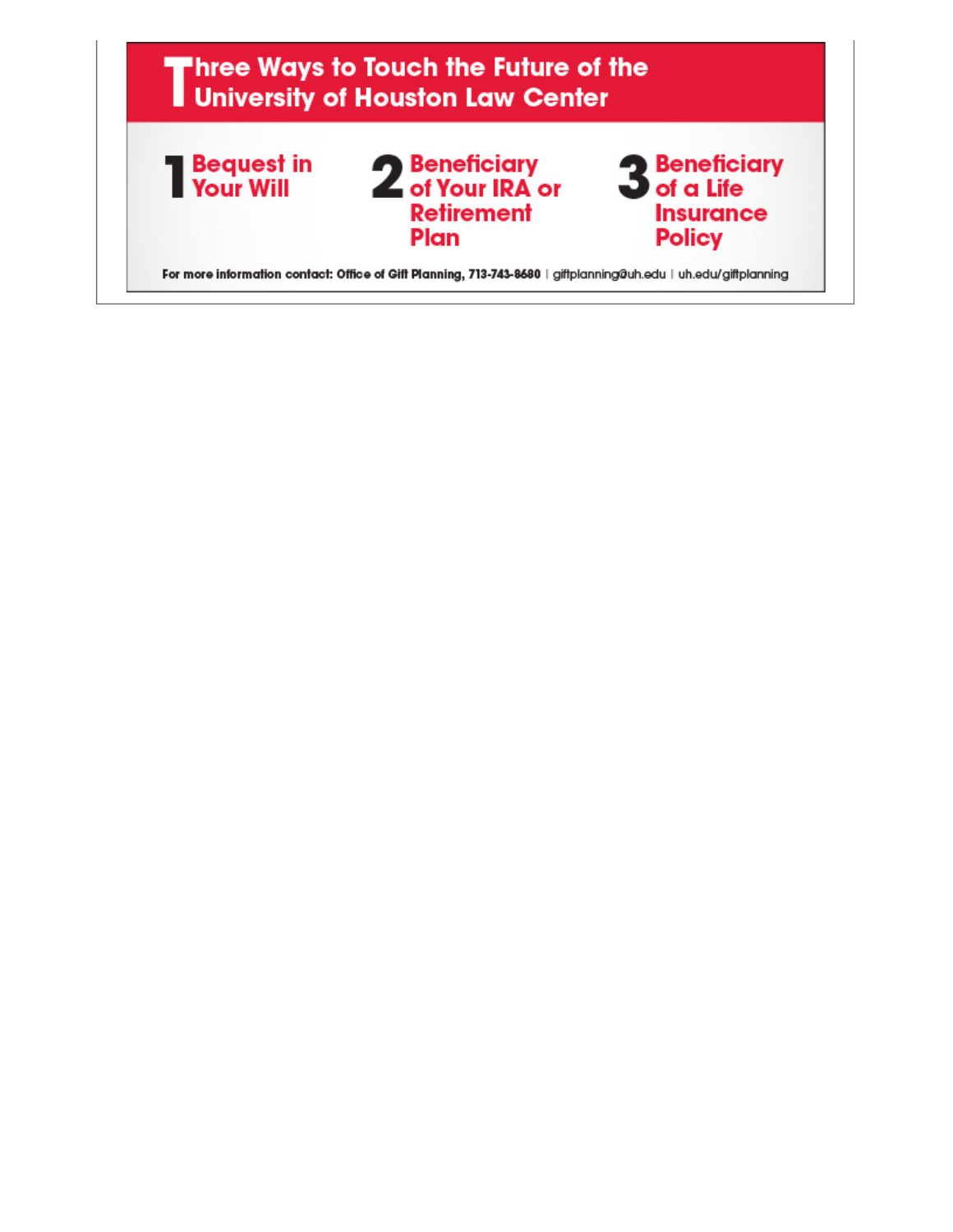# Three Ways to Touch the Future of the University of Houston Law Center

**1** Bequest in Your Will

**2** Beneficiary of Your IRA or Retirement Plan

**3** Beneficiary of a Life Insurance Policy

**For more information contact: Office of Gift Planning, 713-743-8680** | giftplanning@uh.edu | uh.edu/giftplanning